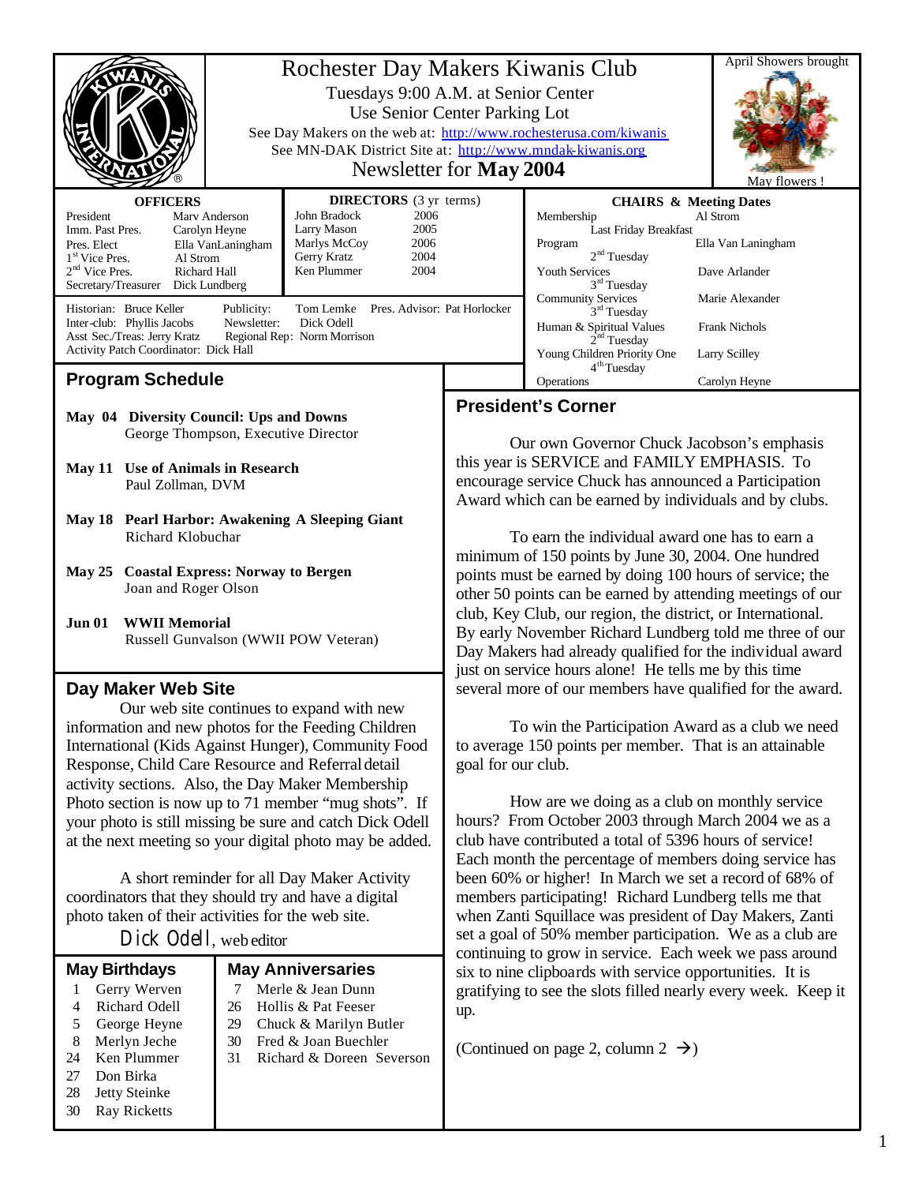# Rochester Day Makers Kiwanis Club

Tuesdays 9:00 A.M. at Senior Center

Use Senior Center Parking Lot

See Day Makers on the web at: http://www.rochesterusa.com/kiwanis

See MN-DAK District Site at: http://www.mndak-kiwanis.org

Newsletter for **May 2004**

April Showers brought May flowers !

**OFFICERS**

| | |
|---|---|
| President | Marv Anderson |
| Imm. Past Pres. | Carolyn Heyne |
| Pres. Elect | Ella VanLaningham |
| 1st Vice Pres. | Al Strom |
| 2nd Vice Pres. | Richard Hall |
| Secretary/Treasurer | Dick Lundberg |

**DIRECTORS** (3 yr terms)

| | |
|---|---|
| John Bradock | 2006 |
| Larry Mason | 2005 |
| Marlys McCoy | 2006 |
| Gerry Kratz | 2004 |
| Ken Plummer | 2004 |

Historian: Bruce Keller | Publicity: Tom Lemke | Pres. Advisor: Pat Horlocker
Inter-club: Phyllis Jacobs | Newsletter: Dick Odell
Asst Sec./Treas: Jerry Kratz | Regional Rep: Norm Morrison
Activity Patch Coordinator: Dick Hall

**CHAIRS & Meeting Dates**

| | |
|---|---|
| Membership (Last Friday Breakfast) | Al Strom |
| Program (2nd Tuesday) | Ella Van Laningham |
| Youth Services (3rd Tuesday) | Dave Arlander |
| Community Services (3rd Tuesday) | Marie Alexander |
| Human & Spiritual Values (2nd Tuesday) | Frank Nichols |
| Young Children Priority One (4th Tuesday) | Larry Scilley |
| Operations | Carolyn Heyne |

## Program Schedule

**May 04 Diversity Council: Ups and Downs**
George Thompson, Executive Director

**May 11 Use of Animals in Research**
Paul Zollman, DVM

**May 18 Pearl Harbor: Awakening A Sleeping Giant**
Richard Klobuchar

**May 25 Coastal Express: Norway to Bergen**
Joan and Roger Olson

**Jun 01 WWII Memorial**
Russell Gunvalson (WWII POW Veteran)

## Day Maker Web Site

Our web site continues to expand with new information and new photos for the Feeding Children International (Kids Against Hunger), Community Food Response, Child Care Resource and Referral detail activity sections. Also, the Day Maker Membership Photo section is now up to 71 member "mug shots". If your photo is still missing be sure and catch Dick Odell at the next meeting so your digital photo may be added.

A short reminder for all Day Maker Activity coordinators that they should try and have a digital photo taken of their activities for the web site.

Dick Odell, web editor

## May Birthdays

| | |
|---|---|
| 1 | Gerry Werven |
| 4 | Richard Odell |
| 5 | George Heyne |
| 8 | Merlyn Jeche |
| 24 | Ken Plummer |
| 27 | Don Birka |
| 28 | Jetty Steinke |
| 30 | Ray Ricketts |

## May Anniversaries

| | |
|---|---|
| 7 | Merle & Jean Dunn |
| 26 | Hollis & Pat Feeser |
| 29 | Chuck & Marilyn Butler |
| 30 | Fred & Joan Buechler |
| 31 | Richard & Doreen Severson |

## President's Corner

Our own Governor Chuck Jacobson's emphasis this year is SERVICE and FAMILY EMPHASIS. To encourage service Chuck has announced a Participation Award which can be earned by individuals and by clubs.

To earn the individual award one has to earn a minimum of 150 points by June 30, 2004. One hundred points must be earned by doing 100 hours of service; the other 50 points can be earned by attending meetings of our club, Key Club, our region, the district, or International. By early November Richard Lundberg told me three of our Day Makers had already qualified for the individual award just on service hours alone! He tells me by this time several more of our members have qualified for the award.

To win the Participation Award as a club we need to average 150 points per member. That is an attainable goal for our club.

How are we doing as a club on monthly service hours? From October 2003 through March 2004 we as a club have contributed a total of 5396 hours of service! Each month the percentage of members doing service has been 60% or higher! In March we set a record of 68% of members participating! Richard Lundberg tells me that when Zanti Squillace was president of Day Makers, Zanti set a goal of 50% member participation. We as a club are continuing to grow in service. Each week we pass around six to nine clipboards with service opportunities. It is gratifying to see the slots filled nearly every week. Keep it up.

(Continued on page 2, column 2 →)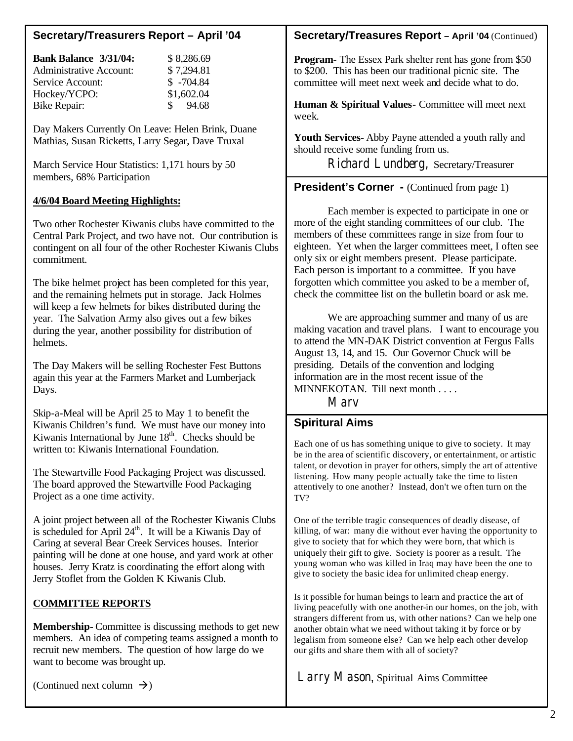## Secretary/Treasurers Report – April '04

| | |
|---|---|
| **Bank Balance 3/31/04:** | $ 8,286.69 |
| Administrative Account: | $ 7,294.81 |
| Service Account: | $ -704.84 |
| Hockey/YCPO: | $1,602.04 |
| Bike Repair: | $ 94.68 |

Day Makers Currently On Leave: Helen Brink, Duane Mathias, Susan Ricketts, Larry Segar, Dave Truxal

March Service Hour Statistics: 1,171 hours by 50 members, 68% Participation

### 4/6/04 Board Meeting Highlights:

Two other Rochester Kiwanis clubs have committed to the Central Park Project, and two have not. Our contribution is contingent on all four of the other Rochester Kiwanis Clubs commitment.

The bike helmet project has been completed for this year, and the remaining helmets put in storage. Jack Holmes will keep a few helmets for bikes distributed during the year. The Salvation Army also gives out a few bikes during the year, another possibility for distribution of helmets.

The Day Makers will be selling Rochester Fest Buttons again this year at the Farmers Market and Lumberjack Days.

Skip-a-Meal will be April 25 to May 1 to benefit the Kiwanis Children's fund. We must have our money into Kiwanis International by June 18th. Checks should be written to: Kiwanis International Foundation.

The Stewartville Food Packaging Project was discussed. The board approved the Stewartville Food Packaging Project as a one time activity.

A joint project between all of the Rochester Kiwanis Clubs is scheduled for April 24th. It will be a Kiwanis Day of Caring at several Bear Creek Services houses. Interior painting will be done at one house, and yard work at other houses. Jerry Kratz is coordinating the effort along with Jerry Stoflet from the Golden K Kiwanis Club.

### COMMITTEE REPORTS

**Membership-** Committee is discussing methods to get new members. An idea of competing teams assigned a month to recruit new members. The question of how large do we want to become was brought up.

(Continued next column →)

## Secretary/Treasures Report – April '04 (Continued)

**Program-** The Essex Park shelter rent has gone from $50 to $200. This has been our traditional picnic site. The committee will meet next week and decide what to do.

**Human & Spiritual Values-** Committee will meet next week.

**Youth Services-** Abby Payne attended a youth rally and should receive some funding from us.

*Richard Lundberg*, Secretary/Treasurer

## President's Corner - (Continued from page 1)

Each member is expected to participate in one or more of the eight standing committees of our club. The members of these committees range in size from four to eighteen. Yet when the larger committees meet, I often see only six or eight members present. Please participate. Each person is important to a committee. If you have forgotten which committee you asked to be a member of, check the committee list on the bulletin board or ask me.

We are approaching summer and many of us are making vacation and travel plans. I want to encourage you to attend the MN-DAK District convention at Fergus Falls August 13, 14, and 15. Our Governor Chuck will be presiding. Details of the convention and lodging information are in the most recent issue of the MINNEKOTAN. Till next month . . . .

*Marv*

## Spiritural Aims

Each one of us has something unique to give to society. It may be in the area of scientific discovery, or entertainment, or artistic talent, or devotion in prayer for others, simply the art of attentive listening. How many people actually take the time to listen attentively to one another? Instead, don't we often turn on the TV?

One of the terrible tragic consequences of deadly disease, of killing, of war: many die without ever having the opportunity to give to society that for which they were born, that which is uniquely their gift to give. Society is poorer as a result. The young woman who was killed in Iraq may have been the one to give to society the basic idea for unlimited cheap energy.

Is it possible for human beings to learn and practice the art of living peacefully with one another-in our homes, on the job, with strangers different from us, with other nations? Can we help one another obtain what we need without taking it by force or by legalism from someone else? Can we help each other develop our gifts and share them with all of society?

*Larry Mason*, Spiritual Aims Committee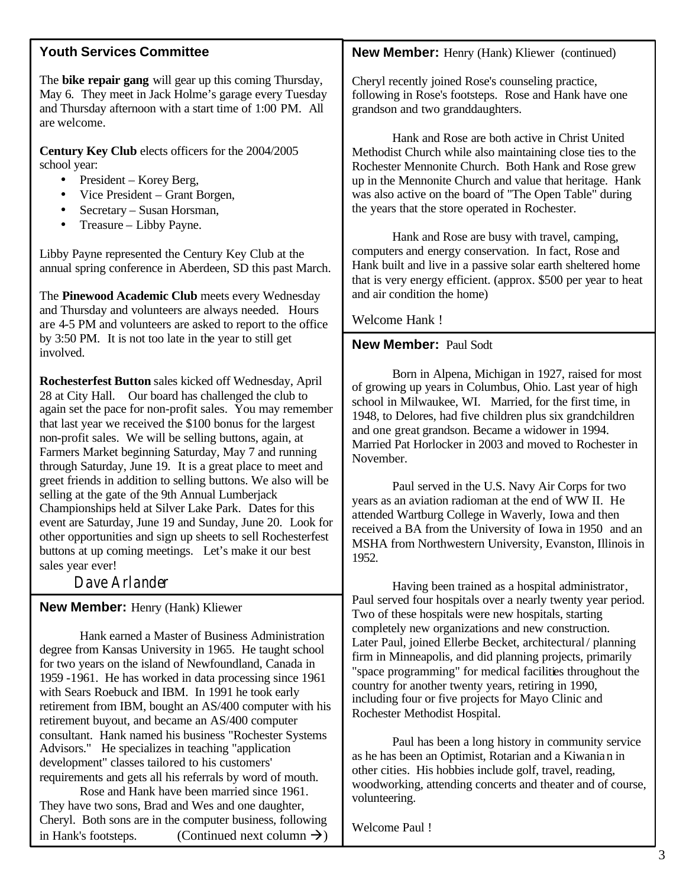## Youth Services Committee

The **bike repair gang** will gear up this coming Thursday, May 6. They meet in Jack Holme's garage every Tuesday and Thursday afternoon with a start time of 1:00 PM. All are welcome.

**Century Key Club** elects officers for the 2004/2005 school year:

- President – Korey Berg,
- Vice President – Grant Borgen,
- Secretary – Susan Horsman,
- Treasure – Libby Payne.

Libby Payne represented the Century Key Club at the annual spring conference in Aberdeen, SD this past March.

The **Pinewood Academic Club** meets every Wednesday and Thursday and volunteers are always needed. Hours are 4-5 PM and volunteers are asked to report to the office by 3:50 PM. It is not too late in the year to still get involved.

**Rochesterfest Button** sales kicked off Wednesday, April 28 at City Hall. Our board has challenged the club to again set the pace for non-profit sales. You may remember that last year we received the $100 bonus for the largest non-profit sales. We will be selling buttons, again, at Farmers Market beginning Saturday, May 7 and running through Saturday, June 19. It is a great place to meet and greet friends in addition to selling buttons. We also will be selling at the gate of the 9th Annual Lumberjack Championships held at Silver Lake Park. Dates for this event are Saturday, June 19 and Sunday, June 20. Look for other opportunities and sign up sheets to sell Rochesterfest buttons at up coming meetings. Let's make it our best sales year ever!

*Dave Arlander*

## New Member: Henry (Hank) Kliewer

Hank earned a Master of Business Administration degree from Kansas University in 1965. He taught school for two years on the island of Newfoundland, Canada in 1959 -1961. He has worked in data processing since 1961 with Sears Roebuck and IBM. In 1991 he took early retirement from IBM, bought an AS/400 computer with his retirement buyout, and became an AS/400 computer consultant. Hank named his business "Rochester Systems Advisors." He specializes in teaching "application development" classes tailored to his customers' requirements and gets all his referrals by word of mouth.

Rose and Hank have been married since 1961. They have two sons, Brad and Wes and one daughter, Cheryl. Both sons are in the computer business, following in Hank's footsteps. (Continued next column →)

## New Member: Henry (Hank) Kliewer (continued)

Cheryl recently joined Rose's counseling practice, following in Rose's footsteps. Rose and Hank have one grandson and two granddaughters.

Hank and Rose are both active in Christ United Methodist Church while also maintaining close ties to the Rochester Mennonite Church. Both Hank and Rose grew up in the Mennonite Church and value that heritage. Hank was also active on the board of "The Open Table" during the years that the store operated in Rochester.

Hank and Rose are busy with travel, camping, computers and energy conservation. In fact, Rose and Hank built and live in a passive solar earth sheltered home that is very energy efficient. (approx. $500 per year to heat and air condition the home)

Welcome Hank !

## New Member: Paul Sodt

Born in Alpena, Michigan in 1927, raised for most of growing up years in Columbus, Ohio. Last year of high school in Milwaukee, WI. Married, for the first time, in 1948, to Delores, had five children plus six grandchildren and one great grandson. Became a widower in 1994. Married Pat Horlocker in 2003 and moved to Rochester in November.

Paul served in the U.S. Navy Air Corps for two years as an aviation radioman at the end of WW II. He attended Wartburg College in Waverly, Iowa and then received a BA from the University of Iowa in 1950 and an MSHA from Northwestern University, Evanston, Illinois in 1952.

Having been trained as a hospital administrator, Paul served four hospitals over a nearly twenty year period. Two of these hospitals were new hospitals, starting completely new organizations and new construction. Later Paul, joined Ellerbe Becket, architectural / planning firm in Minneapolis, and did planning projects, primarily "space programming" for medical facilities throughout the country for another twenty years, retiring in 1990, including four or five projects for Mayo Clinic and Rochester Methodist Hospital.

Paul has been a long history in community service as he has been an Optimist, Rotarian and a Kiwanian in other cities. His hobbies include golf, travel, reading, woodworking, attending concerts and theater and of course, volunteering.

Welcome Paul !